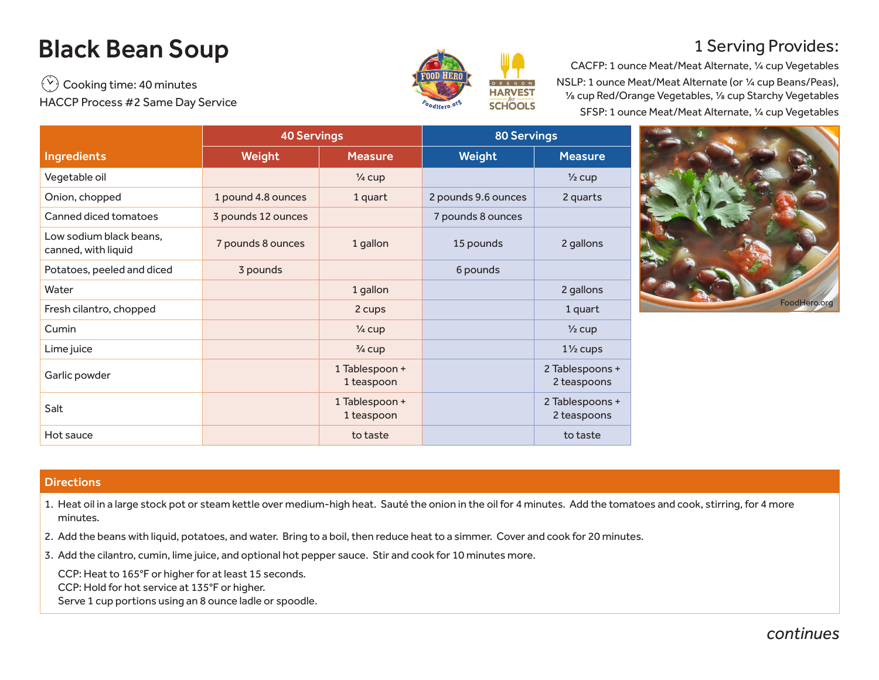# Black Bean Soup

Cooking time: 40 minutes
HACCP Process #2 Same Day Service

## 1 Serving Provides:

CACFP: 1 ounce Meat/Meat Alternate, ¼ cup Vegetables
NSLP: 1 ounce Meat/Meat Alternate (or ¼ cup Beans/Peas), ⅛ cup Red/Orange Vegetables, ⅛ cup Starchy Vegetables
SFSP: 1 ounce Meat/Meat Alternate, ¼ cup Vegetables

| Ingredients | 40 Servings | | 80 Servings | |
|---|---|---|---|---|
| | Weight | Measure | Weight | Measure |
| Vegetable oil | | ¼ cup | | ½ cup |
| Onion, chopped | 1 pound 4.8 ounces | 1 quart | 2 pounds 9.6 ounces | 2 quarts |
| Canned diced tomatoes | 3 pounds 12 ounces | | 7 pounds 8 ounces | |
| Low sodium black beans, canned, with liquid | 7 pounds 8 ounces | 1 gallon | 15 pounds | 2 gallons |
| Potatoes, peeled and diced | 3 pounds | | 6 pounds | |
| Water | | 1 gallon | | 2 gallons |
| Fresh cilantro, chopped | | 2 cups | | 1 quart |
| Cumin | | ¼ cup | | ½ cup |
| Lime juice | | ¾ cup | | 1½ cups |
| Garlic powder | | 1 Tablespoon + 1 teaspoon | | 2 Tablespoons + 2 teaspoons |
| Salt | | 1 Tablespoon + 1 teaspoon | | 2 Tablespoons + 2 teaspoons |
| Hot sauce | | to taste | | to taste |

## Directions

1. Heat oil in a large stock pot or steam kettle over medium-high heat. Sauté the onion in the oil for 4 minutes. Add the tomatoes and cook, stirring, for 4 more minutes.
2. Add the beans with liquid, potatoes, and water. Bring to a boil, then reduce heat to a simmer. Cover and cook for 20 minutes.
3. Add the cilantro, cumin, lime juice, and optional hot pepper sauce. Stir and cook for 10 minutes more.

   CCP: Heat to 165°F or higher for at least 15 seconds.
   CCP: Hold for hot service at 135°F or higher.
   Serve 1 cup portions using an 8 ounce ladle or spoodle.

*continues*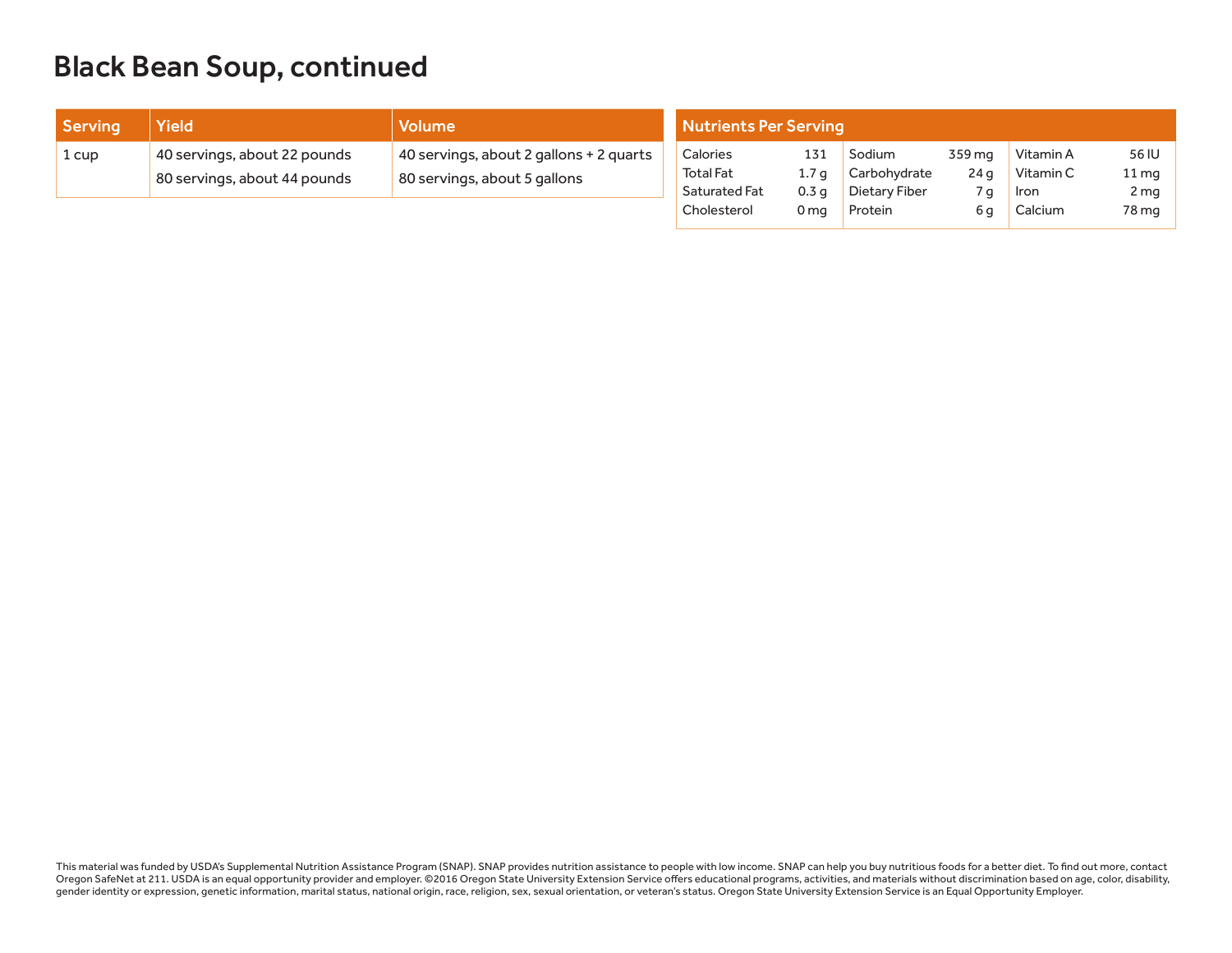# Black Bean Soup, continued

| Serving | Yield | Volume |
|---|---|---|
| 1 cup | 40 servings, about 22 pounds | 40 servings, about 2 gallons + 2 quarts |
| | 80 servings, about 44 pounds | 80 servings, about 5 gallons |

| Nutrients Per Serving | | | | | |
|---|---|---|---|---|---|
| Calories | 131 | Sodium | 359 mg | Vitamin A | 56 IU |
| Total Fat | 1.7 g | Carbohydrate | 24 g | Vitamin C | 11 mg |
| Saturated Fat | 0.3 g | Dietary Fiber | 7 g | Iron | 2 mg |
| Cholesterol | 0 mg | Protein | 6 g | Calcium | 78 mg |

This material was funded by USDA's Supplemental Nutrition Assistance Program (SNAP). SNAP provides nutrition assistance to people with low income. SNAP can help you buy nutritious foods for a better diet. To find out more, contact Oregon SafeNet at 211. USDA is an equal opportunity provider and employer. ©2016 Oregon State University Extension Service offers educational programs, activities, and materials without discrimination based on age, color, disability, gender identity or expression, genetic information, marital status, national origin, race, religion, sex, sexual orientation, or veteran's status. Oregon State University Extension Service is an Equal Opportunity Employer.